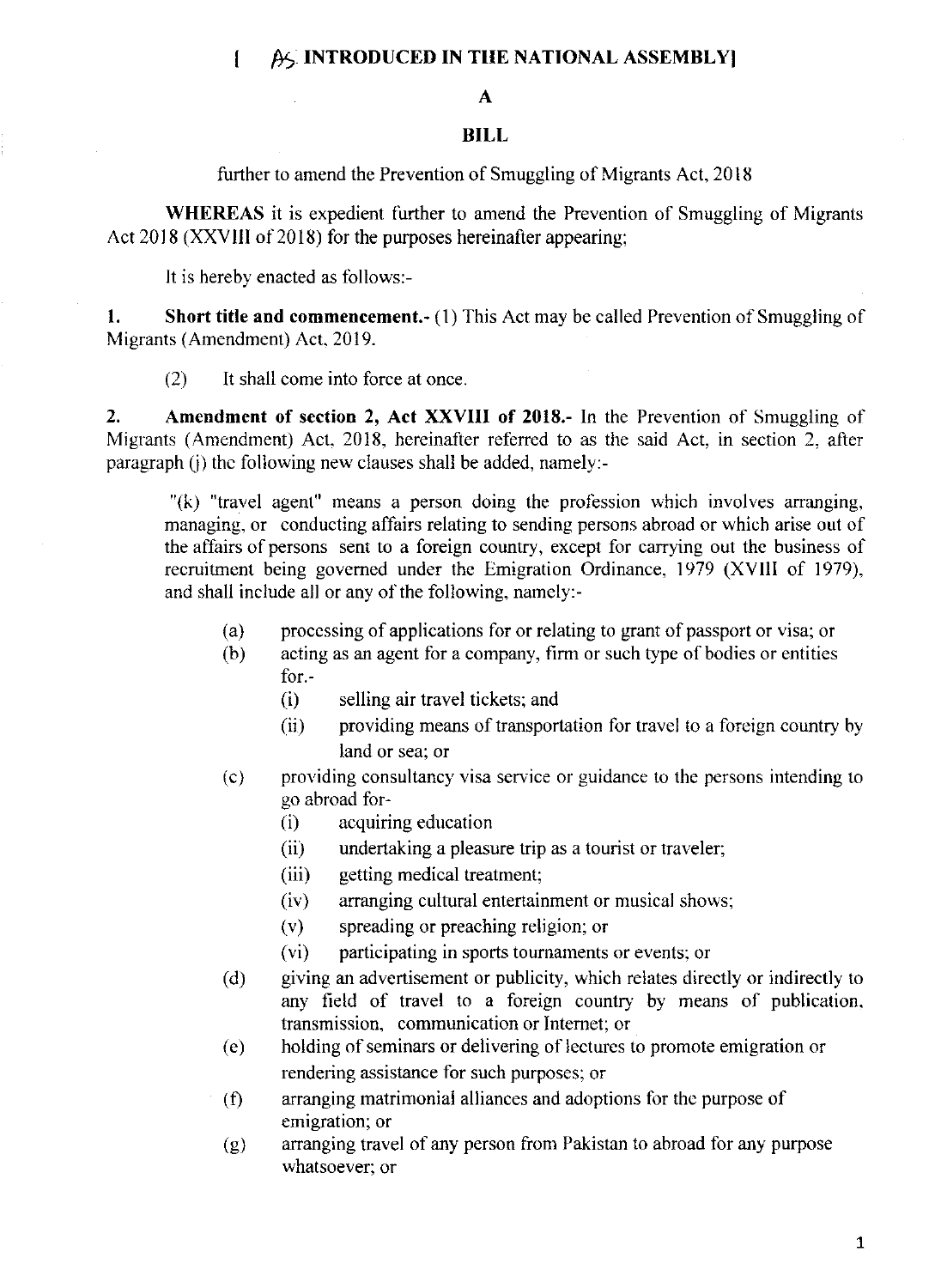[AS INTRODUCED IN THE NATIONAL ASSEMBLY]

# A

# BILL

further to amend the Prevention of Smuggling of Migrants Act, 2018

**WHEREAS** it is expedient further to amend the Prevention of Smuggling of Migrants Act 2018 (XXVIII of 2018) for the purposes hereinafter appearing;

It is hereby enacted as follows:-

**1. Short title and commencement.-** (1) This Act may be called Prevention of Smuggling of Migrants (Amendment) Act, 2019.

(2) It shall come into force at once.

**2. Amendment of section 2, Act XXVIII of 2018.-** In the Prevention of Smuggling of Migrants (Amendment) Act, 2018, hereinafter referred to as the said Act, in section 2, after paragraph (j) the following new clauses shall be added, namely:-

"(k) "travel agent" means a person doing the profession which involves arranging, managing, or conducting affairs relating to sending persons abroad or which arise out of the affairs of persons sent to a foreign country, except for carrying out the business of recruitment being governed under the Emigration Ordinance, 1979 (XVIII of 1979), and shall include all or any of the following, namely:-

- (a) processing of applications for or relating to grant of passport or visa; or
- (b) acting as an agent for a company, firm or such type of bodies or entities for.-
  - (i) selling air travel tickets; and
  - (ii) providing means of transportation for travel to a foreign country by land or sea; or
- (c) providing consultancy visa service or guidance to the persons intending to go abroad for-
  - (i) acquiring education
  - (ii) undertaking a pleasure trip as a tourist or traveler;
  - (iii) getting medical treatment;
  - (iv) arranging cultural entertainment or musical shows;
  - (v) spreading or preaching religion; or
  - (vi) participating in sports tournaments or events; or
- (d) giving an advertisement or publicity, which relates directly or indirectly to any field of travel to a foreign country by means of publication, transmission, communication or Internet; or
- (e) holding of seminars or delivering of lectures to promote emigration or rendering assistance for such purposes; or
- (f) arranging matrimonial alliances and adoptions for the purpose of emigration; or
- (g) arranging travel of any person from Pakistan to abroad for any purpose whatsoever; or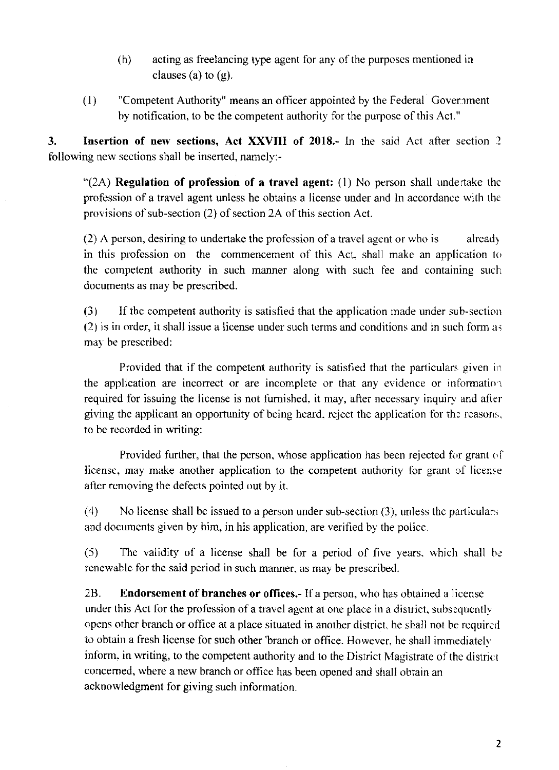(h) acting as freelancing type agent for any of the purposes mentioned in clauses (a) to (g).

(l) "Competent Authority" means an officer appointed by the Federal Government by notification, to be the competent authority for the purpose of this Act."

**3. Insertion of new sections, Act XXVIII of 2018.-** In the said Act after section 2 following new sections shall be inserted, namely:-

"(2A) **Regulation of profession of a travel agent:** (1) No person shall undertake the profession of a travel agent unless he obtains a license under and In accordance with the provisions of sub-section (2) of section 2A of this section Act.

(2) A person, desiring to undertake the profession of a travel agent or who is already in this profession on the commencement of this Act, shall make an application to the competent authority in such manner along with such fee and containing such documents as may be prescribed.

(3) If the competent authority is satisfied that the application made under sub-section (2) is in order, it shall issue a license under such terms and conditions and in such form as may be prescribed:

Provided that if the competent authority is satisfied that the particulars given in the application are incorrect or are incomplete or that any evidence or information required for issuing the license is not furnished, it may, after necessary inquiry and after giving the applicant an opportunity of being heard, reject the application for the reasons, to be recorded in writing:

Provided further, that the person, whose application has been rejected for grant of license, may make another application to the competent authority for grant of license after removing the defects pointed out by it.

(4) No license shall be issued to a person under sub-section (3), unless the particulars and documents given by him, in his application, are verified by the police.

(5) The validity of a license shall be for a period of five years, which shall be renewable for the said period in such manner, as may be prescribed.

2B. **Endorsement of branches or offices.-** If a person, who has obtained a license under this Act for the profession of a travel agent at one place in a district, subsequently opens other branch or office at a place situated in another district, he shall not be required to obtain a fresh license for such other 'branch or office. However, he shall immediately inform, in writing, to the competent authority and to the District Magistrate of the district concerned, where a new branch or office has been opened and shall obtain an acknowledgment for giving such information.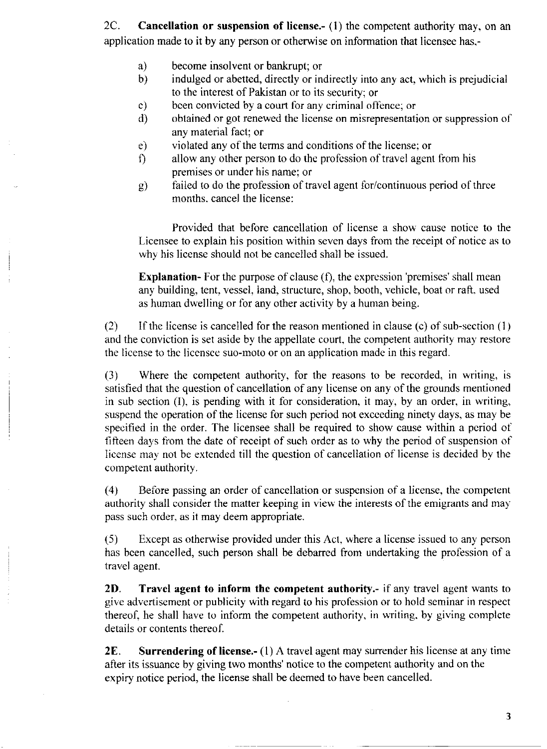2C. **Cancellation or suspension of license.-** (1) the competent authority may, on an application made to it by any person or otherwise on information that licensee has,-

a) become insolvent or bankrupt; or
b) indulged or abetted, directly or indirectly into any act, which is prejudicial to the interest of Pakistan or to its security; or
c) been convicted by a court for any criminal offence; or
d) obtained or got renewed the license on misrepresentation or suppression of any material fact; or
e) violated any of the terms and conditions of the license; or
f) allow any other person to do the profession of travel agent from his premises or under his name; or
g) failed to do the profession of travel agent for/continuous period of three months. cancel the license:

Provided that before cancellation of license a show cause notice to the Licensee to explain his position within seven days from the receipt of notice as to why his license should not be cancelled shall be issued.

**Explanation-** For the purpose of clause (f), the expression 'premises' shall mean any building, tent, vessel, land, structure, shop, booth, vehicle, boat or raft. used as human dwelling or for any other activity by a human being.

(2) If the license is cancelled for the reason mentioned in clause (c) of sub-section (1) and the conviction is set aside by the appellate court, the competent authority may restore the license to the licensee suo-moto or on an application made in this regard.

(3) Where the competent authority, for the reasons to be recorded, in writing, is satisfied that the question of cancellation of any license on any of the grounds mentioned in sub section (I), is pending with it for consideration, it may, by an order, in writing, suspend the operation of the license for such period not exceeding ninety days, as may be specified in the order. The licensee shall be required to show cause within a period of fifteen days from the date of receipt of such order as to why the period of suspension of license may not be extended till the question of cancellation of license is decided by the competent authority.

(4) Before passing an order of cancellation or suspension of a license, the competent authority shall consider the matter keeping in view the interests of the emigrants and may pass such order, as it may deem appropriate.

(5) Except as otherwise provided under this Act, where a license issued to any person has been cancelled, such person shall be debarred from undertaking the profession of a travel agent.

**2D. Travel agent to inform the competent authority.-** if any travel agent wants to give advertisement or publicity with regard to his profession or to hold seminar in respect thereof, he shall have to inform the competent authority, in writing, by giving complete details or contents thereof.

**2E. Surrendering of license.-** (1) A travel agent may surrender his license at any time after its issuance by giving two months' notice to the competent authority and on the expiry notice period, the license shall be deemed to have been cancelled.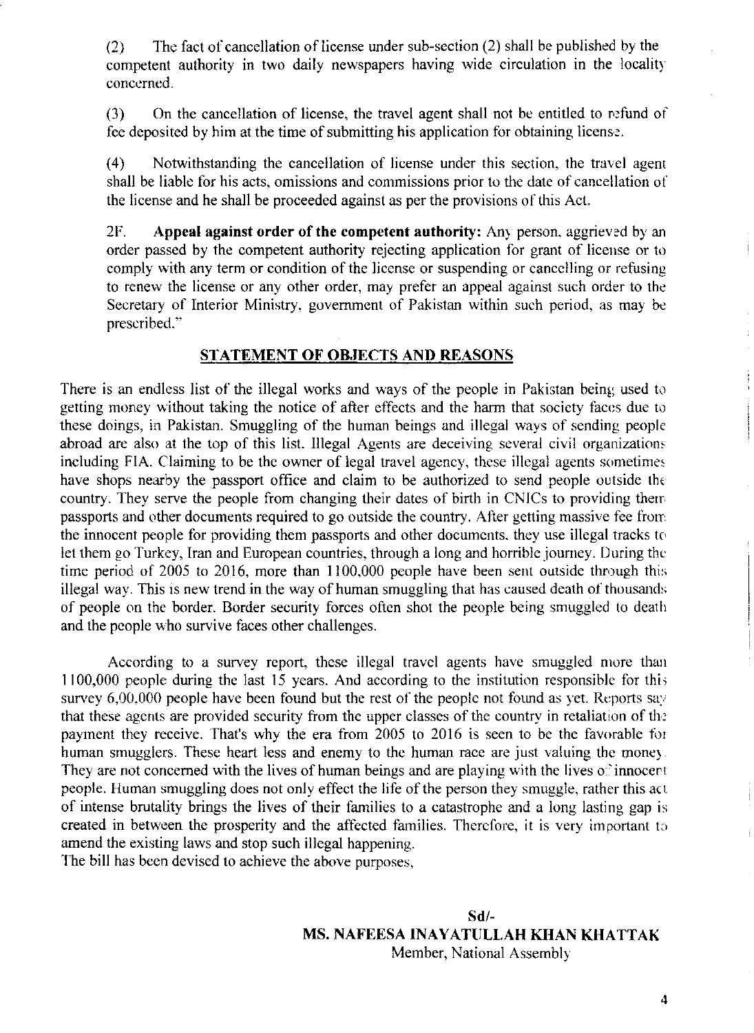(2) The fact of cancellation of license under sub-section (2) shall be published by the competent authority in two daily newspapers having wide circulation in the locality concerned.

(3) On the cancellation of license, the travel agent shall not be entitled to refund of fee deposited by him at the time of submitting his application for obtaining license.

(4) Notwithstanding the cancellation of license under this section, the travel agent shall be liable for his acts, omissions and commissions prior to the date of cancellation of the license and he shall be proceeded against as per the provisions of this Act.

2F. **Appeal against order of the competent authority:** Any person, aggrieved by an order passed by the competent authority rejecting application for grant of license or to comply with any term or condition of the license or suspending or cancelling or refusing to renew the license or any other order, may prefer an appeal against such order to the Secretary of Interior Ministry, government of Pakistan within such period, as may be prescribed."

## STATEMENT OF OBJECTS AND REASONS

There is an endless list of the illegal works and ways of the people in Pakistan being used to getting money without taking the notice of after effects and the harm that society faces due to these doings, in Pakistan. Smuggling of the human beings and illegal ways of sending people abroad are also at the top of this list. Illegal Agents are deceiving several civil organizations including FIA. Claiming to be the owner of legal travel agency, these illegal agents sometimes have shops nearby the passport office and claim to be authorized to send people outside the country. They serve the people from changing their dates of birth in CNICs to providing them passports and other documents required to go outside the country. After getting massive fee from the innocent people for providing them passports and other documents, they use illegal tracks to let them go Turkey, Iran and European countries, through a long and horrible journey. During the time period of 2005 to 2016, more than 1100,000 people have been sent outside through this illegal way. This is new trend in the way of human smuggling that has caused death of thousands of people on the border. Border security forces often shot the people being smuggled to death and the people who survive faces other challenges.

According to a survey report, these illegal travel agents have smuggled more than 1100,000 people during the last 15 years. And according to the institution responsible for this survey 6,00,000 people have been found but the rest of the people not found as yet. Reports say that these agents are provided security from the upper classes of the country in retaliation of the payment they receive. That's why the era from 2005 to 2016 is seen to be the favorable for human smugglers. These heart less and enemy to the human race are just valuing the money. They are not concerned with the lives of human beings and are playing with the lives of innocent people. Human smuggling does not only effect the life of the person they smuggle, rather this act of intense brutality brings the lives of their families to a catastrophe and a long lasting gap is created in between the prosperity and the affected families. Therefore, it is very important to amend the existing laws and stop such illegal happening.

The bill has been devised to achieve the above purposes,

**Sd/-**

**MS. NAFEESA INAYATULLAH KHAN KHATTAK**

Member, National Assembly